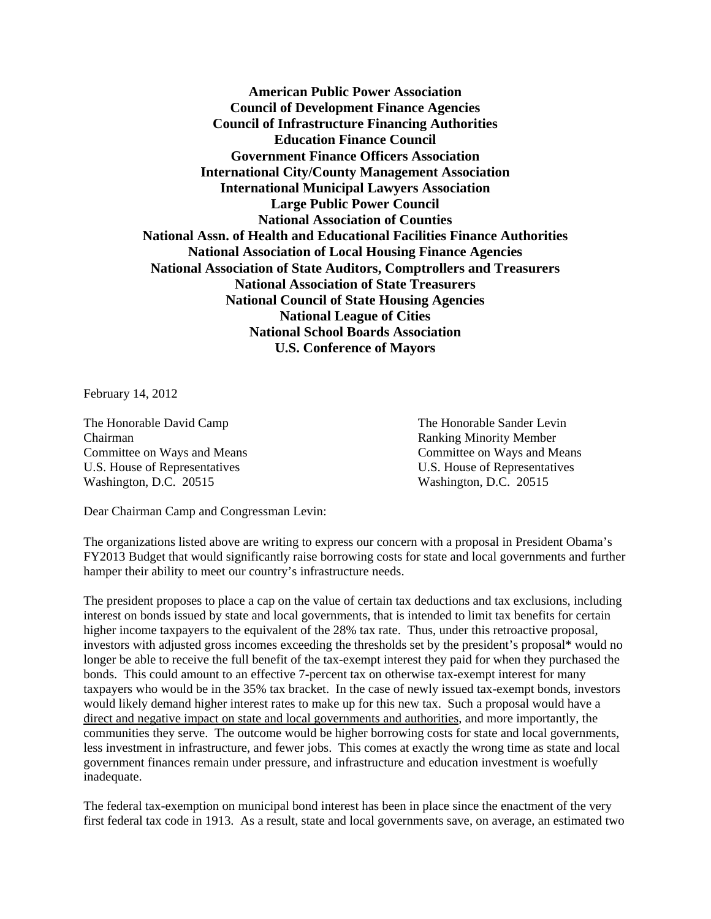**American Public Power Association**
**Council of Development Finance Agencies**
**Council of Infrastructure Financing Authorities**
**Education Finance Council**
**Government Finance Officers Association**
**International City/County Management Association**
**International Municipal Lawyers Association**
**Large Public Power Council**
**National Association of Counties**
**National Assn. of Health and Educational Facilities Finance Authorities**
**National Association of Local Housing Finance Agencies**
**National Association of State Auditors, Comptrollers and Treasurers**
**National Association of State Treasurers**
**National Council of State Housing Agencies**
**National League of Cities**
**National School Boards Association**
**U.S. Conference of Mayors**

February 14, 2012

The Honorable David Camp
Chairman
Committee on Ways and Means
U.S. House of Representatives
Washington, D.C. 20515

The Honorable Sander Levin
Ranking Minority Member
Committee on Ways and Means
U.S. House of Representatives
Washington, D.C. 20515

Dear Chairman Camp and Congressman Levin:

The organizations listed above are writing to express our concern with a proposal in President Obama's FY2013 Budget that would significantly raise borrowing costs for state and local governments and further hamper their ability to meet our country's infrastructure needs.

The president proposes to place a cap on the value of certain tax deductions and tax exclusions, including interest on bonds issued by state and local governments, that is intended to limit tax benefits for certain higher income taxpayers to the equivalent of the 28% tax rate. Thus, under this retroactive proposal, investors with adjusted gross incomes exceeding the thresholds set by the president's proposal* would no longer be able to receive the full benefit of the tax-exempt interest they paid for when they purchased the bonds. This could amount to an effective 7-percent tax on otherwise tax-exempt interest for many taxpayers who would be in the 35% tax bracket. In the case of newly issued tax-exempt bonds, investors would likely demand higher interest rates to make up for this new tax. Such a proposal would have a <u>direct and negative impact on state and local governments and authorities</u>, and more importantly, the communities they serve. The outcome would be higher borrowing costs for state and local governments, less investment in infrastructure, and fewer jobs. This comes at exactly the wrong time as state and local government finances remain under pressure, and infrastructure and education investment is woefully inadequate.

The federal tax-exemption on municipal bond interest has been in place since the enactment of the very first federal tax code in 1913. As a result, state and local governments save, on average, an estimated two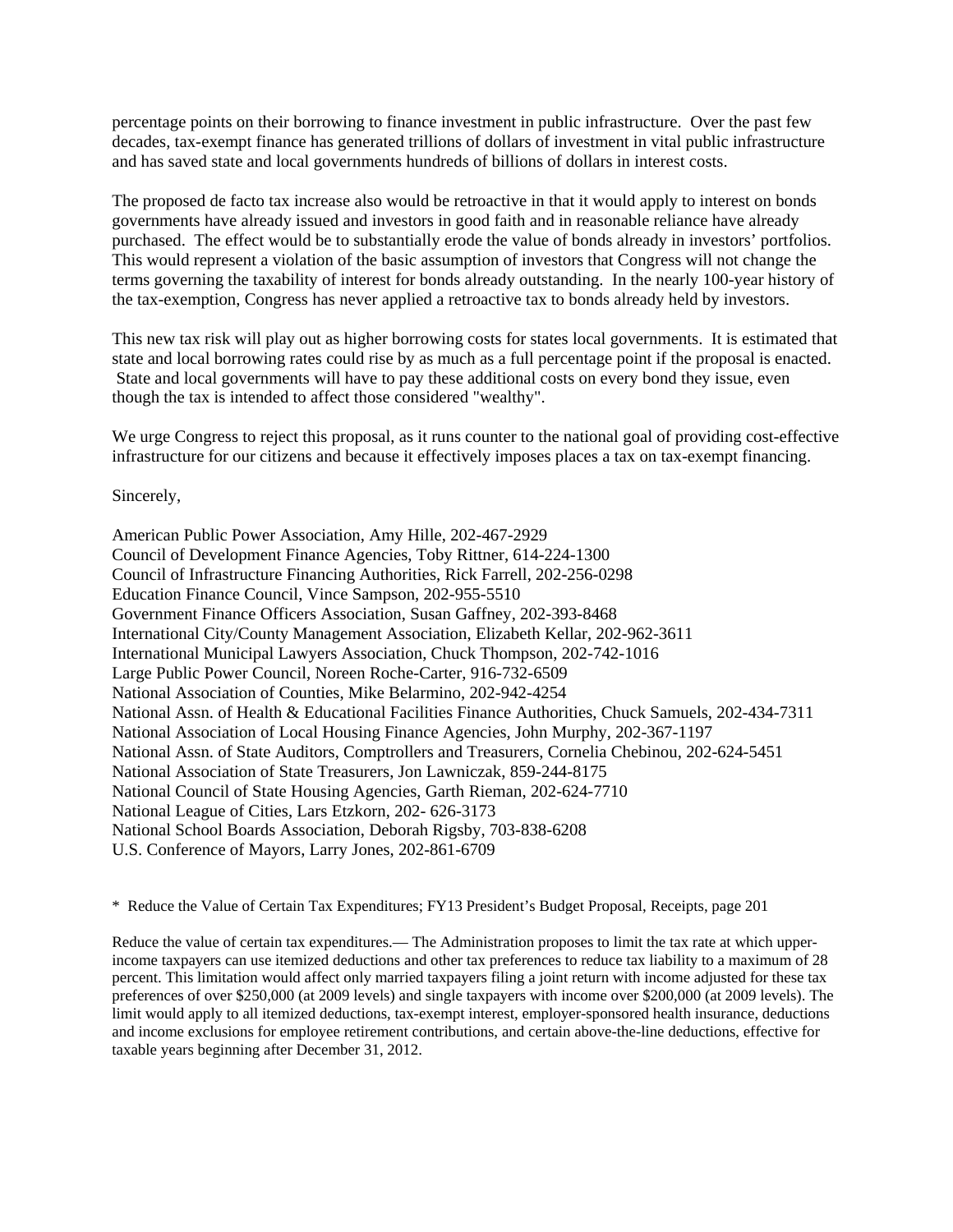percentage points on their borrowing to finance investment in public infrastructure. Over the past few decades, tax-exempt finance has generated trillions of dollars of investment in vital public infrastructure and has saved state and local governments hundreds of billions of dollars in interest costs.

The proposed de facto tax increase also would be retroactive in that it would apply to interest on bonds governments have already issued and investors in good faith and in reasonable reliance have already purchased. The effect would be to substantially erode the value of bonds already in investors' portfolios. This would represent a violation of the basic assumption of investors that Congress will not change the terms governing the taxability of interest for bonds already outstanding. In the nearly 100-year history of the tax-exemption, Congress has never applied a retroactive tax to bonds already held by investors.

This new tax risk will play out as higher borrowing costs for states local governments. It is estimated that state and local borrowing rates could rise by as much as a full percentage point if the proposal is enacted. State and local governments will have to pay these additional costs on every bond they issue, even though the tax is intended to affect those considered "wealthy".

We urge Congress to reject this proposal, as it runs counter to the national goal of providing cost-effective infrastructure for our citizens and because it effectively imposes places a tax on tax-exempt financing.

Sincerely,

American Public Power Association, Amy Hille, 202-467-2929
Council of Development Finance Agencies, Toby Rittner, 614-224-1300
Council of Infrastructure Financing Authorities, Rick Farrell, 202-256-0298
Education Finance Council, Vince Sampson, 202-955-5510
Government Finance Officers Association, Susan Gaffney, 202-393-8468
International City/County Management Association, Elizabeth Kellar, 202-962-3611
International Municipal Lawyers Association, Chuck Thompson, 202-742-1016
Large Public Power Council, Noreen Roche-Carter, 916-732-6509
National Association of Counties, Mike Belarmino, 202-942-4254
National Assn. of Health & Educational Facilities Finance Authorities, Chuck Samuels, 202-434-7311
National Association of Local Housing Finance Agencies, John Murphy, 202-367-1197
National Assn. of State Auditors, Comptrollers and Treasurers, Cornelia Chebinou, 202-624-5451
National Association of State Treasurers, Jon Lawniczak, 859-244-8175
National Council of State Housing Agencies, Garth Rieman, 202-624-7710
National League of Cities, Lars Etzkorn, 202- 626-3173
National School Boards Association, Deborah Rigsby, 703-838-6208
U.S. Conference of Mayors, Larry Jones, 202-861-6709

* Reduce the Value of Certain Tax Expenditures; FY13 President's Budget Proposal, Receipts, page 201

Reduce the value of certain tax expenditures.— The Administration proposes to limit the tax rate at which upper-income taxpayers can use itemized deductions and other tax preferences to reduce tax liability to a maximum of 28 percent. This limitation would affect only married taxpayers filing a joint return with income adjusted for these tax preferences of over $250,000 (at 2009 levels) and single taxpayers with income over $200,000 (at 2009 levels). The limit would apply to all itemized deductions, tax-exempt interest, employer-sponsored health insurance, deductions and income exclusions for employee retirement contributions, and certain above-the-line deductions, effective for taxable years beginning after December 31, 2012.